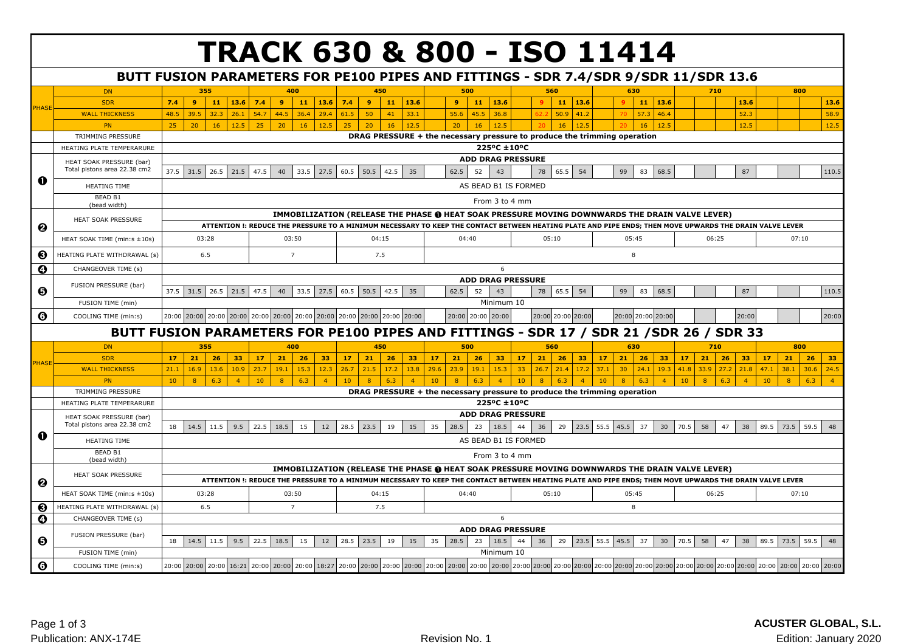# TRACK 630 & 800 - ISO 11414

## BUTT FUSION PARAMETERS FOR PE100 PIPES AND FITTINGS - SDR 7.4/SDR 9/SDR 11/SDR 13.6

| PHASE | DN | 355 | | | | 400 | | | | 450 | | | | 500 | | | | 560 | | | | 630 | | | | 710 | | | | 800 | | | |
|---|---|---|---|---|---|---|---|---|---|---|---|---|---|---|---|---|---|---|---|---|---|---|---|---|---|---|---|---|---|---|---|---|---|
| PHASE | SDR | 7.4 | 9 | 11 | 13.6 | 7.4 | 9 | 11 | 13.6 | 7.4 | 9 | 11 | 13.6 | | 9 | 11 | 13.6 | | 9 | 11 | 13.6 | | 9 | 11 | 13.6 | | | | 13.6 | | | | 13.6 |
| PHASE | WALL THICKNESS | 48.5 | 39.5 | 32.3 | 26.1 | 54.7 | 44.5 | 36.4 | 29.4 | 61.5 | 50 | 41 | 33.1 | | 55.6 | 45.5 | 36.8 | | 62.2 | 50.9 | 41.2 | | 70 | 57.3 | 46.4 | | | | 52.3 | | | | 58.9 |
| PHASE | PN | 25 | 20 | 16 | 12.5 | 25 | 20 | 16 | 12.5 | 25 | 20 | 16 | 12.5 | | 20 | 16 | 12.5 | | 20 | 16 | 12.5 | | 20 | 16 | 12.5 | | | | 12.5 | | | | 12.5 |
| | TRIMMING PRESSURE | DRAG PRESSURE + the necessary pressure to produce the trimming operation | | | | | | | | | | | | | | | | | | | | | | | | | | | | | | | |
| | HEATING PLATE TEMPERARURE | 225ºC ±10ºC | | | | | | | | | | | | | | | | | | | | | | | | | | | | | | | |
| ❶ | HEAT SOAK PRESSURE (bar) Total pistons area 22.38 cm2 | ADD DRAG PRESSURE | | | | | | | | | | | | | | | | | | | | | | | | | | | | | | | |
| ❶ | HEAT SOAK PRESSURE (bar) Total pistons area 22.38 cm2 | 37.5 | 31.5 | 26.5 | 21.5 | 47.5 | 40 | 33.5 | 27.5 | 60.5 | 50.5 | 42.5 | 35 | | 62.5 | 52 | 43 | | 78 | 65.5 | 54 | | 99 | 83 | 68.5 | | | | 87 | | | | 110.5 |
| ❶ | HEATING TIME | AS BEAD B1 IS FORMED | | | | | | | | | | | | | | | | | | | | | | | | | | | | | | | |
| ❶ | BEAD B1 (bead width) | From 3 to 4 mm | | | | | | | | | | | | | | | | | | | | | | | | | | | | | | | |
| ❷ | HEAT SOAK PRESSURE | IMMOBILIZATION (RELEASE THE PHASE ❶ HEAT SOAK PRESSURE MOVING DOWNWARDS THE DRAIN VALVE LEVER) ATTENTION !: REDUCE THE PRESSURE TO A MINIMUM NECESSARY TO KEEP THE CONTACT BETWEEN HEATING PLATE AND PIPE ENDS; THEN MOVE UPWARDS THE DRAIN VALVE LEVER | | | | | | | | | | | | | | | | | | | | | | | | | | | | | | | |
| ❷ | HEAT SOAK TIME (min:s ±10s) | 03:28 | | | | 03:50 | | | | 04:15 | | | | 04:40 | | | | 05:10 | | | | 05:45 | | | | 06:25 | | | | 07:10 | | | |
| ❸ | HEATING PLATE WITHDRAWAL (s) | 6.5 | | | | 7 | | | | 7.5 | | | | 8 | | | | | | | | | | | | | | | | | | | |
| ❹ | CHANGEOVER TIME (s) | 6 | | | | | | | | | | | | | | | | | | | | | | | | | | | | | | | |
| ❺ | FUSION PRESSURE (bar) | ADD DRAG PRESSURE | | | | | | | | | | | | | | | | | | | | | | | | | | | | | | | |
| ❺ | FUSION PRESSURE (bar) | 37.5 | 31.5 | 26.5 | 21.5 | 47.5 | 40 | 33.5 | 27.5 | 60.5 | 50.5 | 42.5 | 35 | | 62.5 | 52 | 43 | | 78 | 65.5 | 54 | | 99 | 83 | 68.5 | | | | 87 | | | | 110.5 |
| ❺ | FUSION TIME (min) | Minimum 10 | | | | | | | | | | | | | | | | | | | | | | | | | | | | | | | |
| ❻ | COOLING TIME (min:s) | 20:00 | 20:00 | 20:00 | 20:00 | 20:00 | 20:00 | 20:00 | 20:00 | 20:00 | 20:00 | 20:00 | 20:00 | | 20:00 | 20:00 | 20:00 | | 20:00 | 20:00 | 20:00 | | 20:00 | 20:00 | 20:00 | | | | 20:00 | | | | 20:00 |

## BUTT FUSION PARAMETERS FOR PE100 PIPES AND FITTINGS - SDR 17 / SDR 21 /SDR 26 / SDR 33

| PHASE | DN | 355 | | | | 400 | | | | 450 | | | | 500 | | | | 560 | | | | 630 | | | | 710 | | | | 800 | | | |
|---|---|---|---|---|---|---|---|---|---|---|---|---|---|---|---|---|---|---|---|---|---|---|---|---|---|---|---|---|---|---|---|---|---|
| PHASE | SDR | 17 | 21 | 26 | 33 | 17 | 21 | 26 | 33 | 17 | 21 | 26 | 33 | 17 | 21 | 26 | 33 | 17 | 21 | 26 | 33 | 17 | 21 | 26 | 33 | 17 | 21 | 26 | 33 | 17 | 21 | 26 | 33 |
| PHASE | WALL THICKNESS | 21.1 | 16.9 | 13.6 | 10.9 | 23.7 | 19.1 | 15.3 | 12.3 | 26.7 | 21.5 | 17.2 | 13.8 | 29.6 | 23.9 | 19.1 | 15.3 | 33 | 26.7 | 21.4 | 17.2 | 37.1 | 30 | 24.1 | 19.3 | 41.8 | 33.9 | 27.2 | 21.8 | 47.1 | 38.1 | 30.6 | 24.5 |
| PHASE | PN | 10 | 8 | 6.3 | 4 | 10 | 8 | 6.3 | 4 | 10 | 8 | 6.3 | 4 | 10 | 8 | 6.3 | 4 | 10 | 8 | 6.3 | 4 | 10 | 8 | 6.3 | 4 | 10 | 8 | 6.3 | 4 | 10 | 8 | 6.3 | 4 |
| | TRIMMING PRESSURE | DRAG PRESSURE + the necessary pressure to produce the trimming operation | | | | | | | | | | | | | | | | | | | | | | | | | | | | | | | |
| | HEATING PLATE TEMPERARURE | 225ºC ±10ºC | | | | | | | | | | | | | | | | | | | | | | | | | | | | | | | |
| ❶ | HEAT SOAK PRESSURE (bar) Total pistons area 22.38 cm2 | ADD DRAG PRESSURE | | | | | | | | | | | | | | | | | | | | | | | | | | | | | | | |
| ❶ | HEAT SOAK PRESSURE (bar) Total pistons area 22.38 cm2 | 18 | 14.5 | 11.5 | 9.5 | 22.5 | 18.5 | 15 | 12 | 28.5 | 23.5 | 19 | 15 | 35 | 28.5 | 23 | 18.5 | 44 | 36 | 29 | 23.5 | 55.5 | 45.5 | 37 | 30 | 70.5 | 58 | 47 | 38 | 89.5 | 73.5 | 59.5 | 48 |
| ❶ | HEATING TIME | AS BEAD B1 IS FORMED | | | | | | | | | | | | | | | | | | | | | | | | | | | | | | | |
| ❶ | BEAD B1 (bead width) | From 3 to 4 mm | | | | | | | | | | | | | | | | | | | | | | | | | | | | | | | |
| ❷ | HEAT SOAK PRESSURE | IMMOBILIZATION (RELEASE THE PHASE ❶ HEAT SOAK PRESSURE MOVING DOWNWARDS THE DRAIN VALVE LEVER) ATTENTION !: REDUCE THE PRESSURE TO A MINIMUM NECESSARY TO KEEP THE CONTACT BETWEEN HEATING PLATE AND PIPE ENDS; THEN MOVE UPWARDS THE DRAIN VALVE LEVER | | | | | | | | | | | | | | | | | | | | | | | | | | | | | | | |
| ❷ | HEAT SOAK TIME (min:s ±10s) | 03:28 | | | | 03:50 | | | | 04:15 | | | | 04:40 | | | | 05:10 | | | | 05:45 | | | | 06:25 | | | | 07:10 | | | |
| ❸ | HEATING PLATE WITHDRAWAL (s) | 6.5 | | | | 7 | | | | 7.5 | | | | 8 | | | | | | | | | | | | | | | | | | | |
| ❹ | CHANGEOVER TIME (s) | 6 | | | | | | | | | | | | | | | | | | | | | | | | | | | | | | | |
| ❺ | FUSION PRESSURE (bar) | ADD DRAG PRESSURE | | | | | | | | | | | | | | | | | | | | | | | | | | | | | | | |
| ❺ | FUSION PRESSURE (bar) | 18 | 14.5 | 11.5 | 9.5 | 22.5 | 18.5 | 15 | 12 | 28.5 | 23.5 | 19 | 15 | 35 | 28.5 | 23 | 18.5 | 44 | 36 | 29 | 23.5 | 55.5 | 45.5 | 37 | 30 | 70.5 | 58 | 47 | 38 | 89.5 | 73.5 | 59.5 | 48 |
| ❺ | FUSION TIME (min) | Minimum 10 | | | | | | | | | | | | | | | | | | | | | | | | | | | | | | | |
| ❻ | COOLING TIME (min:s) | 20:00 | 20:00 | 20:00 | 16:21 | 20:00 | 20:00 | 20:00 | 18:27 | 20:00 | 20:00 | 20:00 | 20:00 | 20:00 | 20:00 | 20:00 | 20:00 | 20:00 | 20:00 | 20:00 | 20:00 | 20:00 | 20:00 | 20:00 | 20:00 | 20:00 | 20:00 | 20:00 | 20:00 | 20:00 | 20:00 | 20:00 | 20:00 |

Publication: ANX-174E

Revision No. 1

ACUSTER GLOBAL, S.L.

Edition: January 2020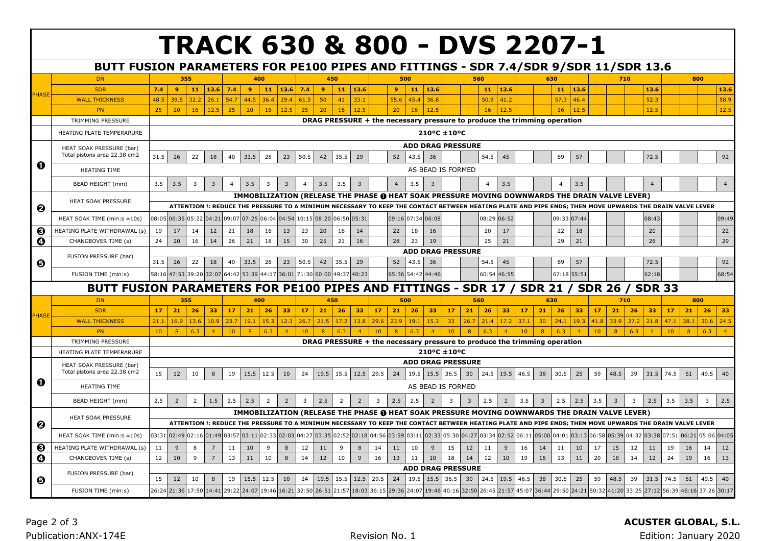# TRACK 630 & 800 - DVS 2207-1

## BUTT FUSION PARAMETERS FOR PE100 PIPES AND FITTINGS - SDR 7.4/SDR 9/SDR 11/SDR 13.6

| PHASE | DN | 355 | | | | 400 | | | | 450 | | | | 500 | | | | 560 | | | | 630 | | | | 710 | | | | 800 | | | |
|---|---|---|---|---|---|---|---|---|---|---|---|---|---|---|---|---|---|---|---|---|---|---|---|---|---|---|---|---|---|---|---|---|---|
| PHASE | SDR | 7.4 | 9 | 11 | 13.6 | 7.4 | 9 | 11 | 13.6 | 7.4 | 9 | 11 | 13.6 | | 9 | 11 | 13.6 | | | 11 | 13.6 | | | 11 | 13.6 | | | | 13.6 | | | | 13.6 |
| PHASE | WALL THICKNESS | 48.5 | 39.5 | 32.2 | 26.1 | 54.7 | 44.5 | 36.4 | 29.4 | 61.5 | 50 | 41 | 33.1 | | 55.6 | 45.4 | 36.8 | | | 50.9 | 41.2 | | | 57.3 | 46.4 | | | | 52.3 | | | | 58.9 |
| PHASE | PN | 25 | 20 | 16 | 12.5 | 25 | 20 | 16 | 12.5 | 25 | 20 | 16 | 12.5 | | 20 | 16 | 12.5 | | | 16 | 12.5 | | | 16 | 12.5 | | | | 12.5 | | | | 12.5 |
| | TRIMMING PRESSURE | DRAG PRESSURE + the necessary pressure to produce the trimming operation | | | | | | | | | | | | | | | | | | | | | | | | | | | | | | | |
| | HEATING PLATE TEMPERARURE | 210ºC ±10ºC | | | | | | | | | | | | | | | | | | | | | | | | | | | | | | | |
| ❶ | HEAT SOAK PRESSURE (bar) Total pistons area 22.38 cm2 | ADD DRAG PRESSURE | | | | | | | | | | | | | | | | | | | | | | | | | | | | | | | |
| ❶ | | 31.5 | 26 | 22 | 18 | 40 | 33.5 | 28 | 23 | 50.5 | 42 | 35.5 | 29 | | 52 | 43.5 | 36 | | | 54.5 | 45 | | | 69 | 57 | | | | 72.5 | | | | 92 |
| ❶ | HEATING TIME | AS BEAD IS FORMED | | | | | | | | | | | | | | | | | | | | | | | | | | | | | | | |
| ❶ | BEAD HEIGHT (mm) | 3.5 | 3.5 | 3 | 3 | 4 | 3.5 | 3 | 3 | 4 | 3.5 | 3.5 | 3 | | 4 | 3.5 | 3 | | | 4 | 3.5 | | | 4 | 3.5 | | | | 4 | | | | 4 |
| ❷ | HEAT SOAK PRESSURE | IMMOBILIZATION (RELEASE THE PHASE ❶ HEAT SOAK PRESSURE MOVING DOWNWARDS THE DRAIN VALVE LEVER) | | | | | | | | | | | | | | | | | | | | | | | | | | | | | | | |
| ❷ | | ATTENTION !: REDUCE THE PRESSURE TO A MINIMUM NECESSARY TO KEEP THE CONTACT BETWEEN HEATING PLATE AND PIPE ENDS; THEN MOVE UPWARDS THE DRAIN VALVE LEVER | | | | | | | | | | | | | | | | | | | | | | | | | | | | | | | |
| ❷ | HEAT SOAK TIME (min:s ±10s) | 08:05 | 06:35 | 05:22 | 04:21 | 09:07 | 07:25 | 06:04 | 04:54 | 10:15 | 08:20 | 06:50 | 05:31 | | 09:16 | 07:34 | 06:08 | | | 08:29 | 06:52 | | | 09:33 | 07:44 | | | | 08:43 | | | | 09:49 |
| ❸ | HEATING PLATE WITHDRAWAL (s) | 19 | 17 | 14 | 12 | 21 | 18 | 16 | 13 | 23 | 20 | 18 | 14 | | 22 | 18 | 16 | | | 20 | 17 | | | 22 | 18 | | | | 20 | | | | 22 |
| ❹ | CHANGEOVER TIME (s) | 24 | 20 | 16 | 14 | 26 | 21 | 18 | 15 | 30 | 25 | 21 | 16 | | 28 | 23 | 19 | | | 25 | 21 | | | 29 | 21 | | | | 26 | | | | 29 |
| ❺ | FUSION PRESSURE (bar) | ADD DRAG PRESSURE | | | | | | | | | | | | | | | | | | | | | | | | | | | | | | | |
| ❺ | | 31.5 | 26 | 22 | 18 | 40 | 33.5 | 28 | 23 | 50.5 | 42 | 35.5 | 29 | | 52 | 43.5 | 36 | | | 54.5 | 45 | | | 69 | 57 | | | | 72.5 | | | | 92 |
| ❺ | FUSION TIME (min:s) | 58:16 | 47:53 | 39:20 | 32:07 | 64:42 | 53:39 | 44:17 | 36:01 | 71:30 | 60:00 | 49:37 | 40:23 | | 65:36 | 54:42 | 44:46 | | | 60:54 | 46:55 | | | 67:18 | 55:51 | | | | 62:18 | | | | 68:54 |

## BUTT FUSION PARAMETERS FOR PE100 PIPES AND FITTINGS - SDR 17 / SDR 21 / SDR 26 / SDR 33

| PHASE | DN | 355 | | | | 400 | | | | 450 | | | | 500 | | | | 560 | | | | 630 | | | | 710 | | | | 800 | | | |
|---|---|---|---|---|---|---|---|---|---|---|---|---|---|---|---|---|---|---|---|---|---|---|---|---|---|---|---|---|---|---|---|---|---|
| PHASE | SDR | 17 | 21 | 26 | 33 | 17 | 21 | 26 | 33 | 17 | 21 | 26 | 33 | 17 | 21 | 26 | 33 | 17 | 21 | 26 | 33 | 17 | 21 | 26 | 33 | 17 | 21 | 26 | 33 | 17 | 21 | 26 | 33 |
| PHASE | WALL THICKNESS | 21.1 | 16.9 | 13.6 | 10.9 | 23.7 | 19.1 | 15.3 | 12.3 | 26.7 | 21.5 | 17.2 | 13.8 | 29.6 | 23.9 | 19.1 | 15.3 | 33 | 26.7 | 21.4 | 17.2 | 37.1 | 30 | 24.1 | 19.3 | 41.8 | 33.9 | 27.2 | 21.8 | 47.1 | 38.1 | 30.6 | 24.5 |
| PHASE | PN | 10 | 8 | 6.3 | 4 | 10 | 8 | 6.3 | 4 | 10 | 8 | 6.3 | 4 | 10 | 8 | 6.3 | 4 | 10 | 8 | 6.3 | 4 | 10 | 8 | 6.3 | 4 | 10 | 8 | 6.3 | 4 | 10 | 8 | 6.3 | 4 |
| | TRIMMING PRESSURE | DRAG PRESSURE + the necessary pressure to produce the trimming operation | | | | | | | | | | | | | | | | | | | | | | | | | | | | | | | |
| | HEATING PLATE TEMPERARURE | 210ºC ±10ºC | | | | | | | | | | | | | | | | | | | | | | | | | | | | | | | |
| ❶ | HEAT SOAK PRESSURE (bar) Total pistons area 22.38 cm2 | ADD DRAG PRESSURE | | | | | | | | | | | | | | | | | | | | | | | | | | | | | | | |
| ❶ | | 15 | 12 | 10 | 8 | 19 | 15.5 | 12.5 | 10 | 24 | 19.5 | 15.5 | 12.5 | 29.5 | 24 | 19.5 | 15.5 | 36.5 | 30 | 24.5 | 19.5 | 46.5 | 38 | 30.5 | 25 | 59 | 48.5 | 39 | 31.5 | 74.5 | 61 | 49.5 | 40 |
| ❶ | HEATING TIME | AS BEAD IS FORMED | | | | | | | | | | | | | | | | | | | | | | | | | | | | | | | |
| ❶ | BEAD HEIGHT (mm) | 2.5 | 2 | 2 | 1.5 | 2.5 | 2.5 | 2 | 2 | 3 | 2.5 | 2 | 2 | 3 | 2.5 | 2.5 | 2 | 3 | 3 | 2.5 | 2 | 3.5 | 3 | 2.5 | 2.5 | 3.5 | 3 | 3 | 2.5 | 3.5 | 3.5 | 3 | 2.5 |
| ❷ | HEAT SOAK PRESSURE | IMMOBILIZATION (RELEASE THE PHASE ❶ HEAT SOAK PRESSURE MOVING DOWNWARDS THE DRAIN VALVE LEVER) | | | | | | | | | | | | | | | | | | | | | | | | | | | | | | | |
| ❷ | | ATTENTION !: REDUCE THE PRESSURE TO A MINIMUM NECESSARY TO KEEP THE CONTACT BETWEEN HEATING PLATE AND PIPE ENDS; THEN MOVE UPWARDS THE DRAIN VALVE LEVER | | | | | | | | | | | | | | | | | | | | | | | | | | | | | | | |
| ❷ | HEAT SOAK TIME (min:s ±10s) | 03:31 | 02:49 | 02:16 | 01:49 | 03:57 | 03:11 | 02:33 | 02:03 | 04:27 | 03:35 | 02:52 | 02:18 | 04:56 | 03:59 | 03:11 | 02:33 | 05:30 | 04:27 | 03:34 | 02:52 | 06:11 | 05:00 | 04:01 | 03:13 | 06:58 | 05:39 | 04:32 | 03:38 | 07:51 | 06:21 | 05:06 | 04:05 |
| ❸ | HEATING PLATE WITHDRAWAL (s) | 11 | 9 | 8 | 7 | 11 | 10 | 9 | 8 | 12 | 11 | 9 | 8 | 14 | 11 | 10 | 9 | 15 | 12 | 11 | 9 | 16 | 14 | 11 | 10 | 17 | 15 | 12 | 11 | 19 | 16 | 14 | 12 |
| ❹ | CHANGEOVER TIME (s) | 12 | 10 | 9 | 7 | 13 | 11 | 10 | 8 | 14 | 12 | 10 | 9 | 16 | 13 | 11 | 10 | 18 | 14 | 12 | 10 | 19 | 16 | 13 | 11 | 20 | 18 | 14 | 12 | 24 | 19 | 16 | 13 |
| ❺ | FUSION PRESSURE (bar) | ADD DRAG PRESSURE | | | | | | | | | | | | | | | | | | | | | | | | | | | | | | | |
| ❺ | | 15 | 12 | 10 | 8 | 19 | 15.5 | 12.5 | 10 | 24 | 19.5 | 15.5 | 12.5 | 29.5 | 24 | 19.5 | 15.5 | 36.5 | 30 | 24.5 | 19.5 | 46.5 | 38 | 30.5 | 25 | 59 | 48.5 | 39 | 31.5 | 74.5 | 61 | 49.5 | 40 |
| ❺ | FUSION TIME (min:s) | 26:24 | 21:36 | 17:50 | 14:41 | 29:22 | 24:07 | 19:46 | 16:21 | 32:50 | 26:51 | 21:57 | 18:03 | 36:15 | 29:36 | 24:07 | 19:46 | 40:16 | 32:50 | 26:45 | 21:57 | 45:07 | 36:44 | 29:50 | 24:21 | 50:32 | 41:20 | 33:25 | 27:12 | 56:39 | 46:16 | 37:26 | 30:17 |

Publication:ANX-174E  Revision No. 1  ACUSTER GLOBAL, S.L.  Edition: January 2020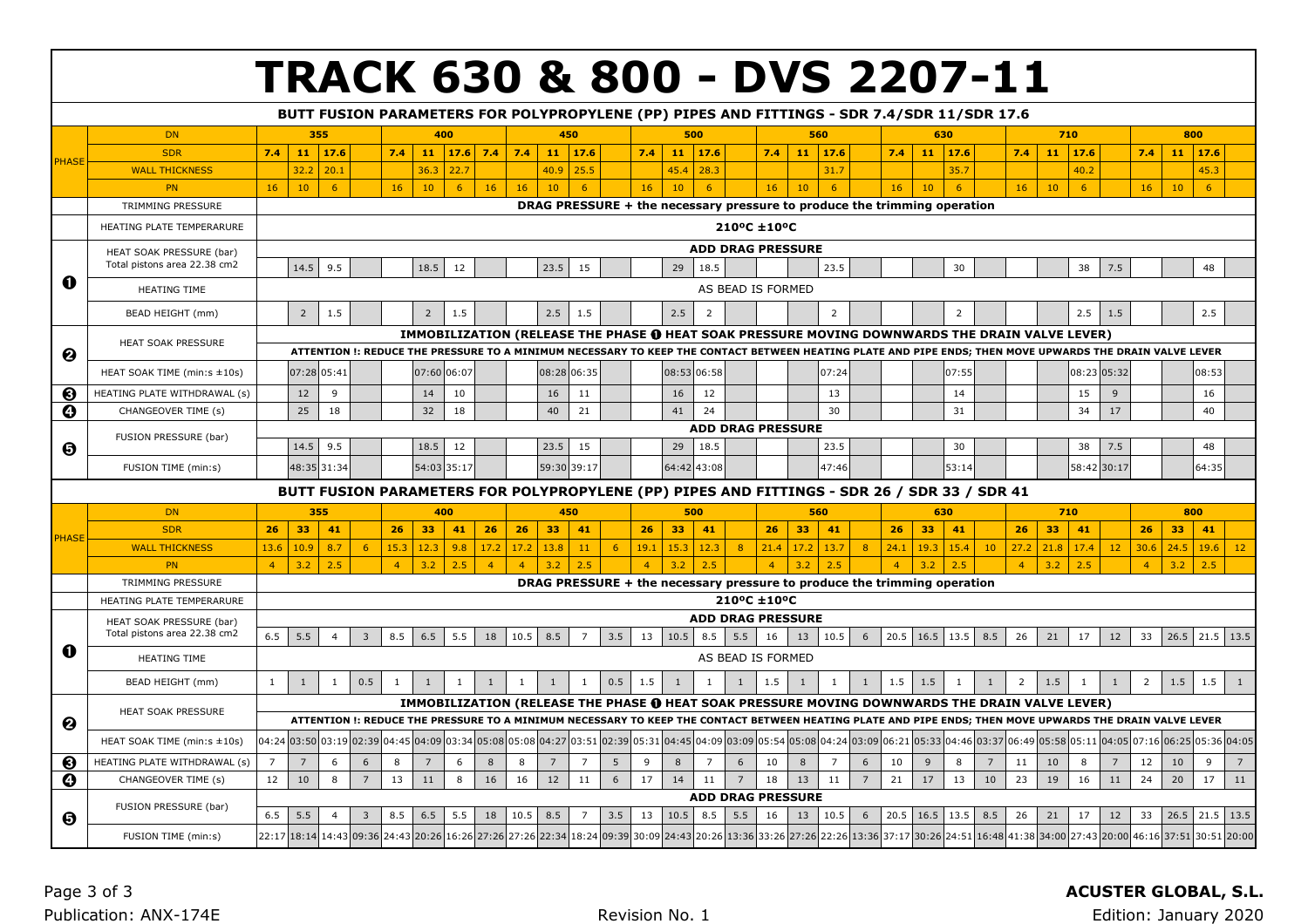# TRACK 630 & 800 - DVS 2207-11

## BUTT FUSION PARAMETERS FOR POLYPROPYLENE (PP) PIPES AND FITTINGS - SDR 7.4/SDR 11/SDR 17.6

| PHASE | DN | 355 | | | | 400 | | | | 450 | | | | 500 | | | | 560 | | | | 630 | | | | 710 | | | | 800 | | | |
|---|---|---|---|---|---|---|---|---|---|---|---|---|---|---|---|---|---|---|---|---|---|---|---|---|---|---|---|---|---|---|---|---|---|
| | SDR | 7.4 | 11 | 17.6 | | 7.4 | 11 | 17.6 | 7.4 | 7.4 | 11 | 17.6 | | 7.4 | 11 | 17.6 | | 7.4 | 11 | 17.6 | | 7.4 | 11 | 17.6 | | 7.4 | 11 | 17.6 | | 7.4 | 11 | 17.6 | |
| | WALL THICKNESS | | 32.2 | 20.1 | | | 36.3 | 22.7 | | | 40.9 | 25.5 | | | 45.4 | 28.3 | | | | 31.7 | | | | 35.7 | | | | 40.2 | | | | 45.3 | |
| | PN | 16 | 10 | 6 | | 16 | 10 | 6 | 16 | 16 | 10 | 6 | | 16 | 10 | 6 | | 16 | 10 | 6 | | 16 | 10 | 6 | | 16 | 10 | 6 | | 16 | 10 | 6 | |
| | TRIMMING PRESSURE | DRAG PRESSURE + the necessary pressure to produce the trimming operation | | | | | | | | | | | | | | | | | | | | | | | | | | | | | | | |
| | HEATING PLATE TEMPERARURE | 210ºC ±10ºC | | | | | | | | | | | | | | | | | | | | | | | | | | | | | | | |
| ❶ | HEAT SOAK PRESSURE (bar) Total pistons area 22.38 cm2 | ADD DRAG PRESSURE | | | | | | | | | | | | | | | | | | | | | | | | | | | | | | | |
| | | | 14.5 | 9.5 | | | 18.5 | 12 | | | 23.5 | 15 | | | 29 | 18.5 | | | | 23.5 | | | | 30 | | | | 38 | 7.5 | | | 48 | |
| | HEATING TIME | AS BEAD IS FORMED | | | | | | | | | | | | | | | | | | | | | | | | | | | | | | | |
| | BEAD HEIGHT (mm) | | 2 | 1.5 | | | 2 | 1.5 | | | 2.5 | 1.5 | | | 2.5 | 2 | | | | 2 | | | | 2 | | | | 2.5 | 1.5 | | | 2.5 | |
| ❷ | HEAT SOAK PRESSURE | IMMOBILIZATION (RELEASE THE PHASE ❶ HEAT SOAK PRESSURE MOVING DOWNWARDS THE DRAIN VALVE LEVER) ATTENTION !: REDUCE THE PRESSURE TO A MINIMUM NECESSARY TO KEEP THE CONTACT BETWEEN HEATING PLATE AND PIPE ENDS; THEN MOVE UPWARDS THE DRAIN VALVE LEVER | | | | | | | | | | | | | | | | | | | | | | | | | | | | | | | |
| | HEAT SOAK TIME (min:s ±10s) | | 07:28 | 05:41 | | | 07:60 | 06:07 | | | 08:28 | 06:35 | | | 08:53 | 06:58 | | | | 07:24 | | | | 07:55 | | | | 08:23 | 05:32 | | | 08:53 | |
| ❸ | HEATING PLATE WITHDRAWAL (s) | | 12 | 9 | | | 14 | 10 | | | 16 | 11 | | | 16 | 12 | | | | 13 | | | | 14 | | | | 15 | 9 | | | 16 | |
| ❹ | CHANGEOVER TIME (s) | | 25 | 18 | | | 32 | 18 | | | 40 | 21 | | | 41 | 24 | | | | 30 | | | | 31 | | | | 34 | 17 | | | 40 | |
| ❺ | FUSION PRESSURE (bar) | ADD DRAG PRESSURE | | | | | | | | | | | | | | | | | | | | | | | | | | | | | | | |
| | | | 14.5 | 9.5 | | | 18.5 | 12 | | | 23.5 | 15 | | | 29 | 18.5 | | | | 23.5 | | | | 30 | | | | 38 | 7.5 | | | 48 | |
| | FUSION TIME (min:s) | | 48:35 | 31:34 | | | 54:03 | 35:17 | | | 59:30 | 39:17 | | | 64:42 | 43:08 | | | | 47:46 | | | | 53:14 | | | | 58:42 | 30:17 | | | 64:35 | |

## BUTT FUSION PARAMETERS FOR POLYPROPYLENE (PP) PIPES AND FITTINGS - SDR 26 / SDR 33 / SDR 41

| PHASE | DN | 355 | | | | 400 | | | | 450 | | | | 500 | | | | 560 | | | | 630 | | | | 710 | | | | 800 | | | |
|---|---|---|---|---|---|---|---|---|---|---|---|---|---|---|---|---|---|---|---|---|---|---|---|---|---|---|---|---|---|---|---|---|---|
| | SDR | 26 | 33 | 41 | | 26 | 33 | 41 | 26 | 26 | 33 | 41 | | 26 | 33 | 41 | | 26 | 33 | 41 | | 26 | 33 | 41 | | 26 | 33 | 41 | | 26 | 33 | 41 | |
| | WALL THICKNESS | 13.6 | 10.9 | 8.7 | 6 | 15.3 | 12.3 | 9.8 | 17.2 | 17.2 | 13.8 | 11 | 6 | 19.1 | 15.3 | 12.3 | 8 | 21.4 | 17.2 | 13.7 | 8 | 24.1 | 19.3 | 15.4 | 10 | 27.2 | 21.8 | 17.4 | 12 | 30.6 | 24.5 | 19.6 | 12 |
| | PN | 4 | 3.2 | 2.5 | | 4 | 3.2 | 2.5 | 4 | 4 | 3.2 | 2.5 | | 4 | 3.2 | 2.5 | | 4 | 3.2 | 2.5 | | 4 | 3.2 | 2.5 | | 4 | 3.2 | 2.5 | | 4 | 3.2 | 2.5 | |
| | TRIMMING PRESSURE | DRAG PRESSURE + the necessary pressure to produce the trimming operation | | | | | | | | | | | | | | | | | | | | | | | | | | | | | | | |
| | HEATING PLATE TEMPERARURE | 210ºC ±10ºC | | | | | | | | | | | | | | | | | | | | | | | | | | | | | | | |
| ❶ | HEAT SOAK PRESSURE (bar) Total pistons area 22.38 cm2 | ADD DRAG PRESSURE | | | | | | | | | | | | | | | | | | | | | | | | | | | | | | | |
| | | 6.5 | 5.5 | 4 | 3 | 8.5 | 6.5 | 5.5 | 18 | 10.5 | 8.5 | 7 | 3.5 | 13 | 10.5 | 8.5 | 5.5 | 16 | 13 | 10.5 | 6 | 20.5 | 16.5 | 13.5 | 8.5 | 26 | 21 | 17 | 12 | 33 | 26.5 | 21.5 | 13.5 |
| | HEATING TIME | AS BEAD IS FORMED | | | | | | | | | | | | | | | | | | | | | | | | | | | | | | | |
| | BEAD HEIGHT (mm) | 1 | 1 | 1 | 0.5 | 1 | 1 | 1 | 1 | 1 | 1 | 1 | 0.5 | 1.5 | 1 | 1 | 1 | 1.5 | 1 | 1 | 1 | 1.5 | 1.5 | 1 | 1 | 2 | 1.5 | 1 | 1 | 2 | 1.5 | 1.5 | 1 |
| ❷ | HEAT SOAK PRESSURE | IMMOBILIZATION (RELEASE THE PHASE ❶ HEAT SOAK PRESSURE MOVING DOWNWARDS THE DRAIN VALVE LEVER) ATTENTION !: REDUCE THE PRESSURE TO A MINIMUM NECESSARY TO KEEP THE CONTACT BETWEEN HEATING PLATE AND PIPE ENDS; THEN MOVE UPWARDS THE DRAIN VALVE LEVER | | | | | | | | | | | | | | | | | | | | | | | | | | | | | | | |
| | HEAT SOAK TIME (min:s ±10s) | 04:24 | 03:50 | 03:19 | 02:39 | 04:45 | 04:09 | 03:34 | 05:08 | 05:08 | 04:27 | 03:51 | 02:39 | 05:31 | 04:45 | 04:09 | 03:09 | 05:54 | 05:08 | 04:24 | 03:09 | 06:21 | 05:33 | 04:46 | 03:37 | 06:49 | 05:58 | 05:11 | 04:05 | 07:16 | 06:25 | 05:36 | 04:05 |
| ❸ | HEATING PLATE WITHDRAWAL (s) | 7 | 7 | 6 | 6 | 8 | 7 | 6 | 8 | 8 | 7 | 7 | 5 | 9 | 8 | 7 | 6 | 10 | 8 | 7 | 6 | 10 | 9 | 8 | 7 | 11 | 10 | 8 | 7 | 12 | 10 | 9 | 7 |
| ❹ | CHANGEOVER TIME (s) | 12 | 10 | 8 | 7 | 13 | 11 | 8 | 16 | 16 | 12 | 11 | 6 | 17 | 14 | 11 | 7 | 18 | 13 | 11 | 7 | 21 | 17 | 13 | 10 | 23 | 19 | 16 | 11 | 24 | 20 | 17 | 11 |
| ❺ | FUSION PRESSURE (bar) | ADD DRAG PRESSURE | | | | | | | | | | | | | | | | | | | | | | | | | | | | | | | |
| | | 6.5 | 5.5 | 4 | 3 | 8.5 | 6.5 | 5.5 | 18 | 10.5 | 8.5 | 7 | 3.5 | 13 | 10.5 | 8.5 | 5.5 | 16 | 13 | 10.5 | 6 | 20.5 | 16.5 | 13.5 | 8.5 | 26 | 21 | 17 | 12 | 33 | 26.5 | 21.5 | 13.5 |
| | FUSION TIME (min:s) | 22:17 | 18:14 | 14:43 | 09:36 | 24:43 | 20:26 | 16:26 | 27:26 | 27:26 | 22:34 | 18:24 | 09:39 | 30:09 | 24:43 | 20:26 | 13:36 | 33:26 | 27:26 | 22:26 | 13:36 | 37:17 | 30:26 | 24:51 | 16:48 | 41:38 | 34:00 | 27:43 | 20:00 | 46:16 | 37:51 | 30:51 | 20:00 |

**ACUSTER GLOBAL, S.L.**

Publication: ANX-174E

Revision No. 1

Edition: January 2020